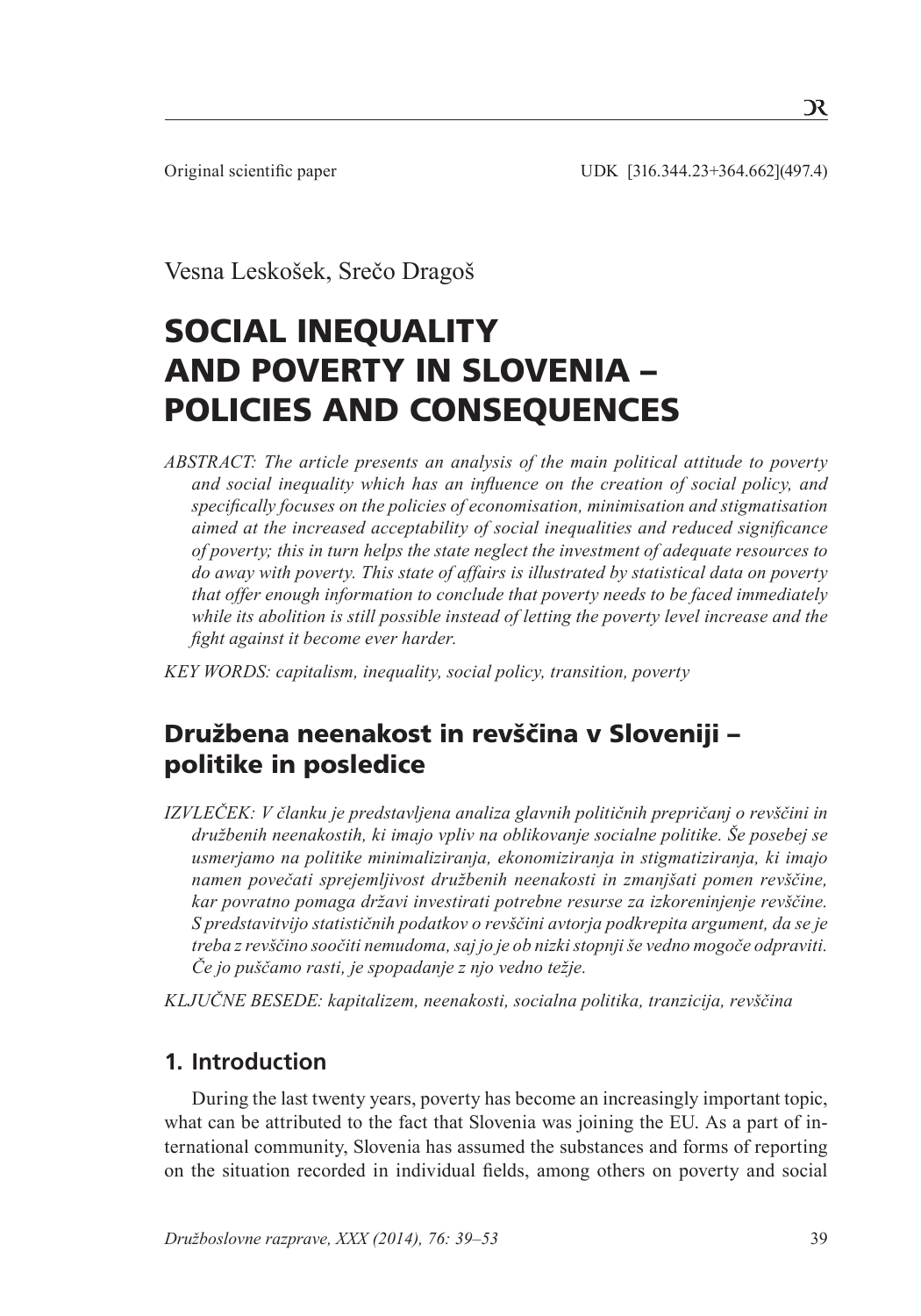Original scientific paper

UDK [316.344.23+364.662](497.4)

Vesna Leskošek, Srečo Dragoš

# SOCIAL INEQUALITY AND POVERTY IN SLOVENIA – POLICIES AND CONSEQUENCES

*ABSTRACT: The article presents an analysis of the main political attitude to poverty and social inequality which has an influence on the creation of social policy, and specifically focuses on the policies of economisation, minimisation and stigmatisation aimed at the increased acceptability of social inequalities and reduced significance of poverty; this in turn helps the state neglect the investment of adequate resources to do away with poverty. This state of affairs is illustrated by statistical data on poverty that offer enough information to conclude that poverty needs to be faced immediately while its abolition is still possible instead of letting the poverty level increase and the fight against it become ever harder.*

*KEY WORDS: capitalism, inequality, social policy, transition, poverty*

## Družbena neenakost in revščina v Sloveniji – politike in posledice

*IZVLEČEK: V članku je predstavljena analiza glavnih političnih prepričanj o revščini in družbenih neenakostih, ki imajo vpliv na oblikovanje socialne politike. Še posebej se usmerjamo na politike minimaliziranja, ekonomiziranja in stigmatiziranja, ki imajo namen povečati sprejemljivost družbenih neenakosti in zmanjšati pomen revščine, kar povratno pomaga državi investirati potrebne resurse za izkoreninjenje revščine. S predstavitvijo statističnih podatkov o revščini avtorja podkrepita argument, da se je treba z revščino soočiti nemudoma, saj jo je ob nizki stopnji še vedno mogoče odpraviti. Če jo puščamo rasti, je spopadanje z njo vedno težje.*

*KLJUČNE BESEDE: kapitalizem, neenakosti, socialna politika, tranzicija, revščina*

## 1. Introduction

During the last twenty years, poverty has become an increasingly important topic, what can be attributed to the fact that Slovenia was joining the EU. As a part of international community, Slovenia has assumed the substances and forms of reporting on the situation recorded in individual fields, among others on poverty and social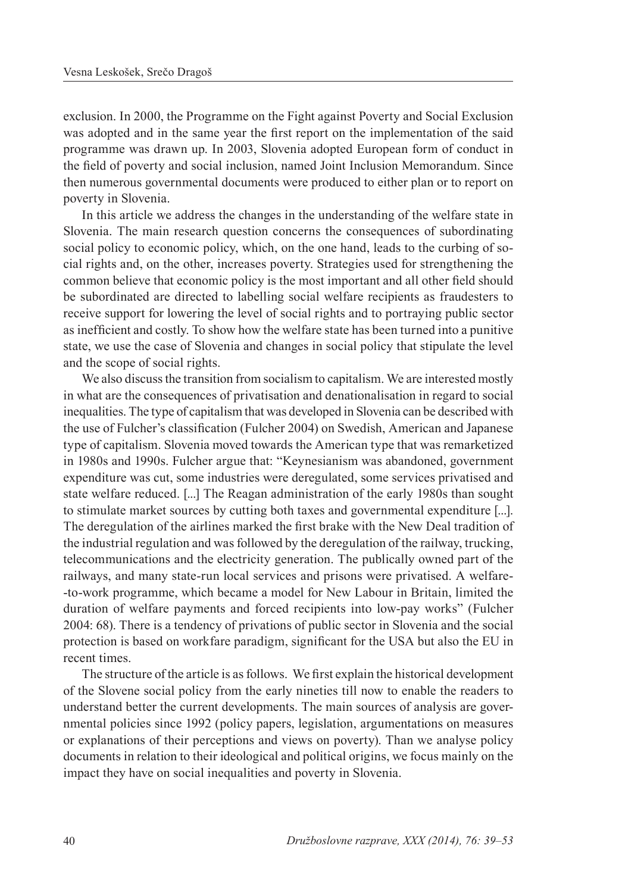exclusion. In 2000, the Programme on the Fight against Poverty and Social Exclusion was adopted and in the same year the first report on the implementation of the said programme was drawn up. In 2003, Slovenia adopted European form of conduct in the field of poverty and social inclusion, named Joint Inclusion Memorandum. Since then numerous governmental documents were produced to either plan or to report on poverty in Slovenia.

In this article we address the changes in the understanding of the welfare state in Slovenia. The main research question concerns the consequences of subordinating social policy to economic policy, which, on the one hand, leads to the curbing of social rights and, on the other, increases poverty. Strategies used for strengthening the common believe that economic policy is the most important and all other field should be subordinated are directed to labelling social welfare recipients as fraudesters to receive support for lowering the level of social rights and to portraying public sector as inefficient and costly. To show how the welfare state has been turned into a punitive state, we use the case of Slovenia and changes in social policy that stipulate the level and the scope of social rights.

We also discuss the transition from socialism to capitalism. We are interested mostly in what are the consequences of privatisation and denationalisation in regard to social inequalities. The type of capitalism that was developed in Slovenia can be described with the use of Fulcher's classification (Fulcher 2004) on Swedish, American and Japanese type of capitalism. Slovenia moved towards the American type that was remarketized in 1980s and 1990s. Fulcher argue that: "Keynesianism was abandoned, government expenditure was cut, some industries were deregulated, some services privatised and state welfare reduced. [...] The Reagan administration of the early 1980s than sought to stimulate market sources by cutting both taxes and governmental expenditure [...]. The deregulation of the airlines marked the first brake with the New Deal tradition of the industrial regulation and was followed by the deregulation of the railway, trucking, telecommunications and the electricity generation. The publically owned part of the railways, and many state-run local services and prisons were privatised. A welfare--to-work programme, which became a model for New Labour in Britain, limited the duration of welfare payments and forced recipients into low-pay works" (Fulcher 2004: 68). There is a tendency of privations of public sector in Slovenia and the social protection is based on workfare paradigm, significant for the USA but also the EU in recent times.

The structure of the article is as follows. We first explain the historical development of the Slovene social policy from the early nineties till now to enable the readers to understand better the current developments. The main sources of analysis are governmental policies since 1992 (policy papers, legislation, argumentations on measures or explanations of their perceptions and views on poverty). Than we analyse policy documents in relation to their ideological and political origins, we focus mainly on the impact they have on social inequalities and poverty in Slovenia.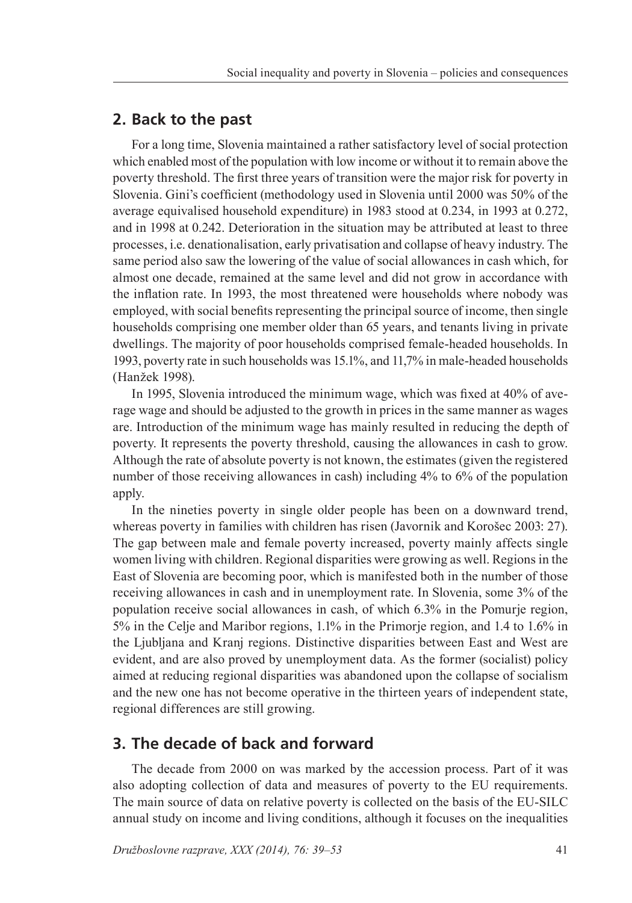## 2. Back to the past

For a long time, Slovenia maintained a rather satisfactory level of social protection which enabled most of the population with low income or without it to remain above the poverty threshold. The first three years of transition were the major risk for poverty in Slovenia. Gini's coefficient (methodology used in Slovenia until 2000 was 50% of the average equivalised household expenditure) in 1983 stood at 0.234, in 1993 at 0.272, and in 1998 at 0.242. Deterioration in the situation may be attributed at least to three processes, i.e. denationalisation, early privatisation and collapse of heavy industry. The same period also saw the lowering of the value of social allowances in cash which, for almost one decade, remained at the same level and did not grow in accordance with the inflation rate. In 1993, the most threatened were households where nobody was employed, with social benefits representing the principal source of income, then single households comprising one member older than 65 years, and tenants living in private dwellings. The majority of poor households comprised female-headed households. In 1993, poverty rate in such households was 15.1%, and 11,7% in male-headed households (Hanžek 1998).

In 1995, Slovenia introduced the minimum wage, which was fixed at 40% of average wage and should be adjusted to the growth in prices in the same manner as wages are. Introduction of the minimum wage has mainly resulted in reducing the depth of poverty. It represents the poverty threshold, causing the allowances in cash to grow. Although the rate of absolute poverty is not known, the estimates (given the registered number of those receiving allowances in cash) including 4% to 6% of the population apply.

In the nineties poverty in single older people has been on a downward trend, whereas poverty in families with children has risen (Javornik and Korošec 2003: 27). The gap between male and female poverty increased, poverty mainly affects single women living with children. Regional disparities were growing as well. Regions in the East of Slovenia are becoming poor, which is manifested both in the number of those receiving allowances in cash and in unemployment rate. In Slovenia, some 3% of the population receive social allowances in cash, of which 6.3% in the Pomurje region, 5% in the Celje and Maribor regions, 1.1% in the Primorje region, and 1.4 to 1.6% in the Ljubljana and Kranj regions. Distinctive disparities between East and West are evident, and are also proved by unemployment data. As the former (socialist) policy aimed at reducing regional disparities was abandoned upon the collapse of socialism and the new one has not become operative in the thirteen years of independent state, regional differences are still growing.

## 3. The decade of back and forward

The decade from 2000 on was marked by the accession process. Part of it was also adopting collection of data and measures of poverty to the EU requirements. The main source of data on relative poverty is collected on the basis of the EU-SILC annual study on income and living conditions, although it focuses on the inequalities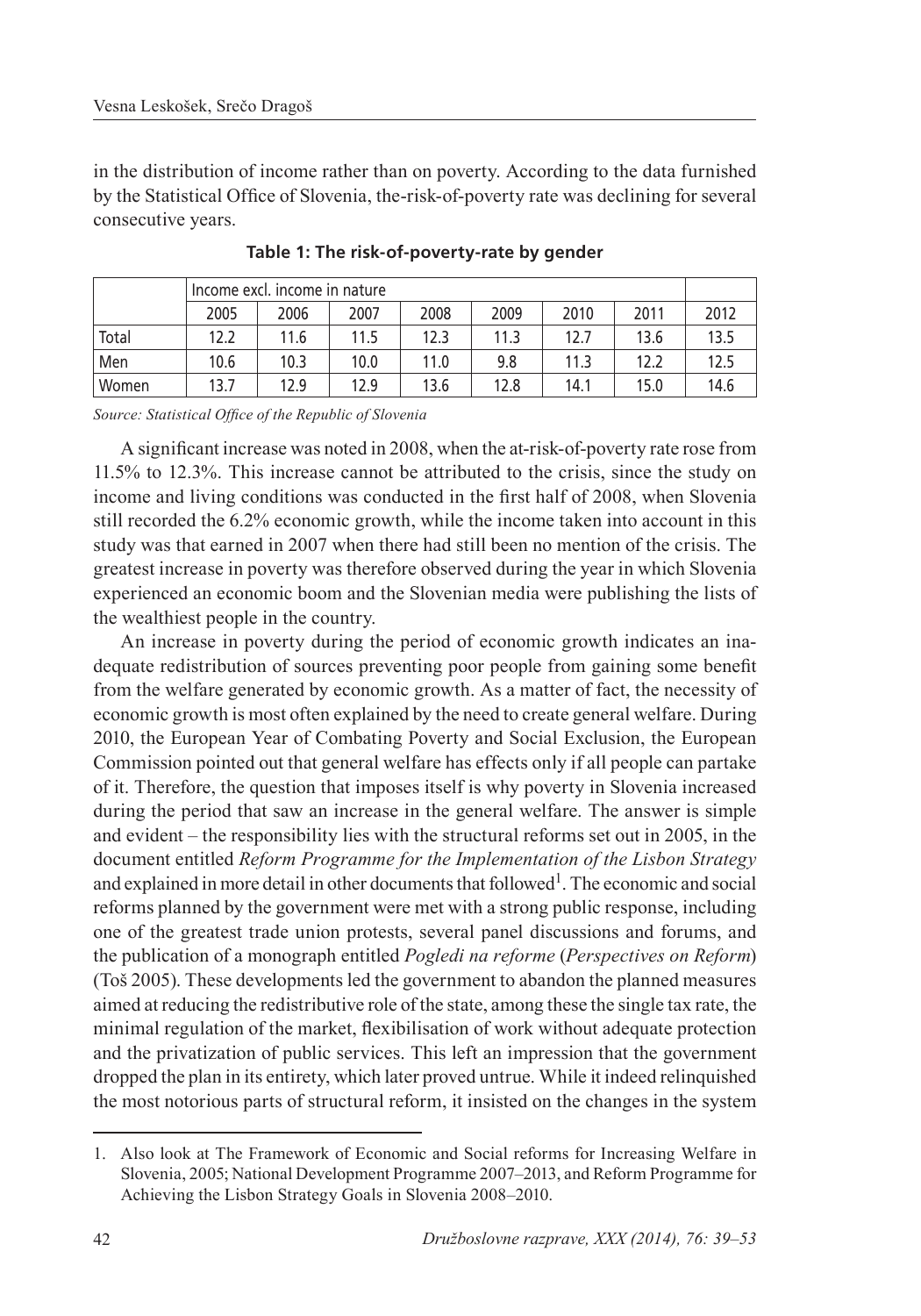in the distribution of income rather than on poverty. According to the data furnished by the Statistical Office of Slovenia, the-risk-of-poverty rate was declining for several consecutive years.

**Table 1: The risk-of-poverty-rate by gender**

| | Income excl. income in nature | | | | | | | |
|---|---|---|---|---|---|---|---|---|
| | 2005 | 2006 | 2007 | 2008 | 2009 | 2010 | 2011 | 2012 |
| Total | 12.2 | 11.6 | 11.5 | 12.3 | 11.3 | 12.7 | 13.6 | 13.5 |
| Men | 10.6 | 10.3 | 10.0 | 11.0 | 9.8 | 11.3 | 12.2 | 12.5 |
| Women | 13.7 | 12.9 | 12.9 | 13.6 | 12.8 | 14.1 | 15.0 | 14.6 |

*Source: Statistical Office of the Republic of Slovenia*

A significant increase was noted in 2008, when the at-risk-of-poverty rate rose from 11.5% to 12.3%. This increase cannot be attributed to the crisis, since the study on income and living conditions was conducted in the first half of 2008, when Slovenia still recorded the 6.2% economic growth, while the income taken into account in this study was that earned in 2007 when there had still been no mention of the crisis. The greatest increase in poverty was therefore observed during the year in which Slovenia experienced an economic boom and the Slovenian media were publishing the lists of the wealthiest people in the country.

An increase in poverty during the period of economic growth indicates an inadequate redistribution of sources preventing poor people from gaining some benefit from the welfare generated by economic growth. As a matter of fact, the necessity of economic growth is most often explained by the need to create general welfare. During 2010, the European Year of Combating Poverty and Social Exclusion, the European Commission pointed out that general welfare has effects only if all people can partake of it. Therefore, the question that imposes itself is why poverty in Slovenia increased during the period that saw an increase in the general welfare. The answer is simple and evident – the responsibility lies with the structural reforms set out in 2005, in the document entitled *Reform Programme for the Implementation of the Lisbon Strategy* and explained in more detail in other documents that followed[1]. The economic and social reforms planned by the government were met with a strong public response, including one of the greatest trade union protests, several panel discussions and forums, and the publication of a monograph entitled *Pogledi na reforme* (*Perspectives on Reform*) (Toš 2005). These developments led the government to abandon the planned measures aimed at reducing the redistributive role of the state, among these the single tax rate, the minimal regulation of the market, flexibilisation of work without adequate protection and the privatization of public services. This left an impression that the government dropped the plan in its entirety, which later proved untrue. While it indeed relinquished the most notorious parts of structural reform, it insisted on the changes in the system

1. Also look at The Framework of Economic and Social reforms for Increasing Welfare in Slovenia, 2005; National Development Programme 2007–2013, and Reform Programme for Achieving the Lisbon Strategy Goals in Slovenia 2008–2010.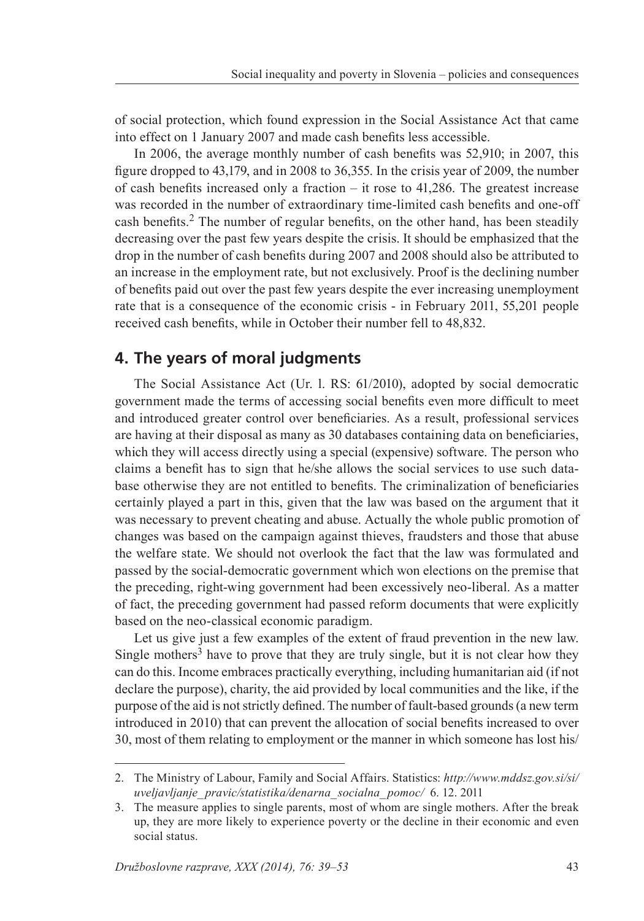of social protection, which found expression in the Social Assistance Act that came into effect on 1 January 2007 and made cash benefits less accessible.

In 2006, the average monthly number of cash benefits was 52,910; in 2007, this figure dropped to 43,179, and in 2008 to 36,355. In the crisis year of 2009, the number of cash benefits increased only a fraction – it rose to 41,286. The greatest increase was recorded in the number of extraordinary time-limited cash benefits and one-off cash benefits.[2] The number of regular benefits, on the other hand, has been steadily decreasing over the past few years despite the crisis. It should be emphasized that the drop in the number of cash benefits during 2007 and 2008 should also be attributed to an increase in the employment rate, but not exclusively. Proof is the declining number of benefits paid out over the past few years despite the ever increasing unemployment rate that is a consequence of the economic crisis - in February 2011, 55,201 people received cash benefits, while in October their number fell to 48,832.

## 4. The years of moral judgments

The Social Assistance Act (Ur. l. RS: 61/2010), adopted by social democratic government made the terms of accessing social benefits even more difficult to meet and introduced greater control over beneficiaries. As a result, professional services are having at their disposal as many as 30 databases containing data on beneficiaries, which they will access directly using a special (expensive) software. The person who claims a benefit has to sign that he/she allows the social services to use such database otherwise they are not entitled to benefits. The criminalization of beneficiaries certainly played a part in this, given that the law was based on the argument that it was necessary to prevent cheating and abuse. Actually the whole public promotion of changes was based on the campaign against thieves, fraudsters and those that abuse the welfare state. We should not overlook the fact that the law was formulated and passed by the social-democratic government which won elections on the premise that the preceding, right-wing government had been excessively neo-liberal. As a matter of fact, the preceding government had passed reform documents that were explicitly based on the neo-classical economic paradigm.

Let us give just a few examples of the extent of fraud prevention in the new law. Single mothers[3] have to prove that they are truly single, but it is not clear how they can do this. Income embraces practically everything, including humanitarian aid (if not declare the purpose), charity, the aid provided by local communities and the like, if the purpose of the aid is not strictly defined. The number of fault-based grounds (a new term introduced in 2010) that can prevent the allocation of social benefits increased to over 30, most of them relating to employment or the manner in which someone has lost his/

---

2. The Ministry of Labour, Family and Social Affairs. Statistics: *http://www.mddsz.gov.si/si/uveljavljanje_pravic/statistika/denarna_socialna_pomoc/* 6. 12. 2011

3. The measure applies to single parents, most of whom are single mothers. After the break up, they are more likely to experience poverty or the decline in their economic and even social status.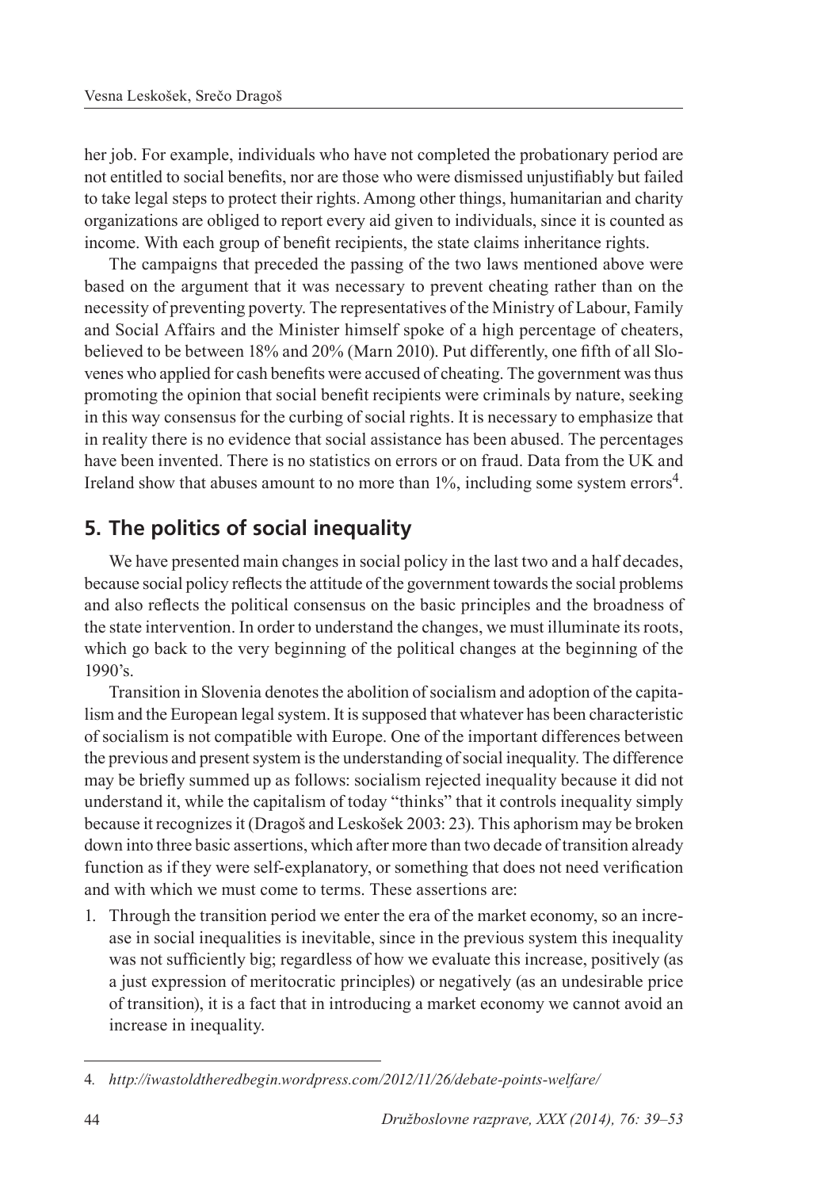her job. For example, individuals who have not completed the probationary period are not entitled to social benefits, nor are those who were dismissed unjustifiably but failed to take legal steps to protect their rights. Among other things, humanitarian and charity organizations are obliged to report every aid given to individuals, since it is counted as income. With each group of benefit recipients, the state claims inheritance rights.

The campaigns that preceded the passing of the two laws mentioned above were based on the argument that it was necessary to prevent cheating rather than on the necessity of preventing poverty. The representatives of the Ministry of Labour, Family and Social Affairs and the Minister himself spoke of a high percentage of cheaters, believed to be between 18% and 20% (Marn 2010). Put differently, one fifth of all Slovenes who applied for cash benefits were accused of cheating. The government was thus promoting the opinion that social benefit recipients were criminals by nature, seeking in this way consensus for the curbing of social rights. It is necessary to emphasize that in reality there is no evidence that social assistance has been abused. The percentages have been invented. There is no statistics on errors or on fraud. Data from the UK and Ireland show that abuses amount to no more than 1%, including some system errors[4].

## 5. The politics of social inequality

We have presented main changes in social policy in the last two and a half decades, because social policy reflects the attitude of the government towards the social problems and also reflects the political consensus on the basic principles and the broadness of the state intervention. In order to understand the changes, we must illuminate its roots, which go back to the very beginning of the political changes at the beginning of the 1990's.

Transition in Slovenia denotes the abolition of socialism and adoption of the capitalism and the European legal system. It is supposed that whatever has been characteristic of socialism is not compatible with Europe. One of the important differences between the previous and present system is the understanding of social inequality. The difference may be briefly summed up as follows: socialism rejected inequality because it did not understand it, while the capitalism of today "thinks" that it controls inequality simply because it recognizes it (Dragoš and Leskošek 2003: 23). This aphorism may be broken down into three basic assertions, which after more than two decade of transition already function as if they were self-explanatory, or something that does not need verification and with which we must come to terms. These assertions are:

1. Through the transition period we enter the era of the market economy, so an increase in social inequalities is inevitable, since in the previous system this inequality was not sufficiently big; regardless of how we evaluate this increase, positively (as a just expression of meritocratic principles) or negatively (as an undesirable price of transition), it is a fact that in introducing a market economy we cannot avoid an increase in inequality.

---

4. *http://iwastoldtheredbegin.wordpress.com/2012/11/26/debate-points-welfare/*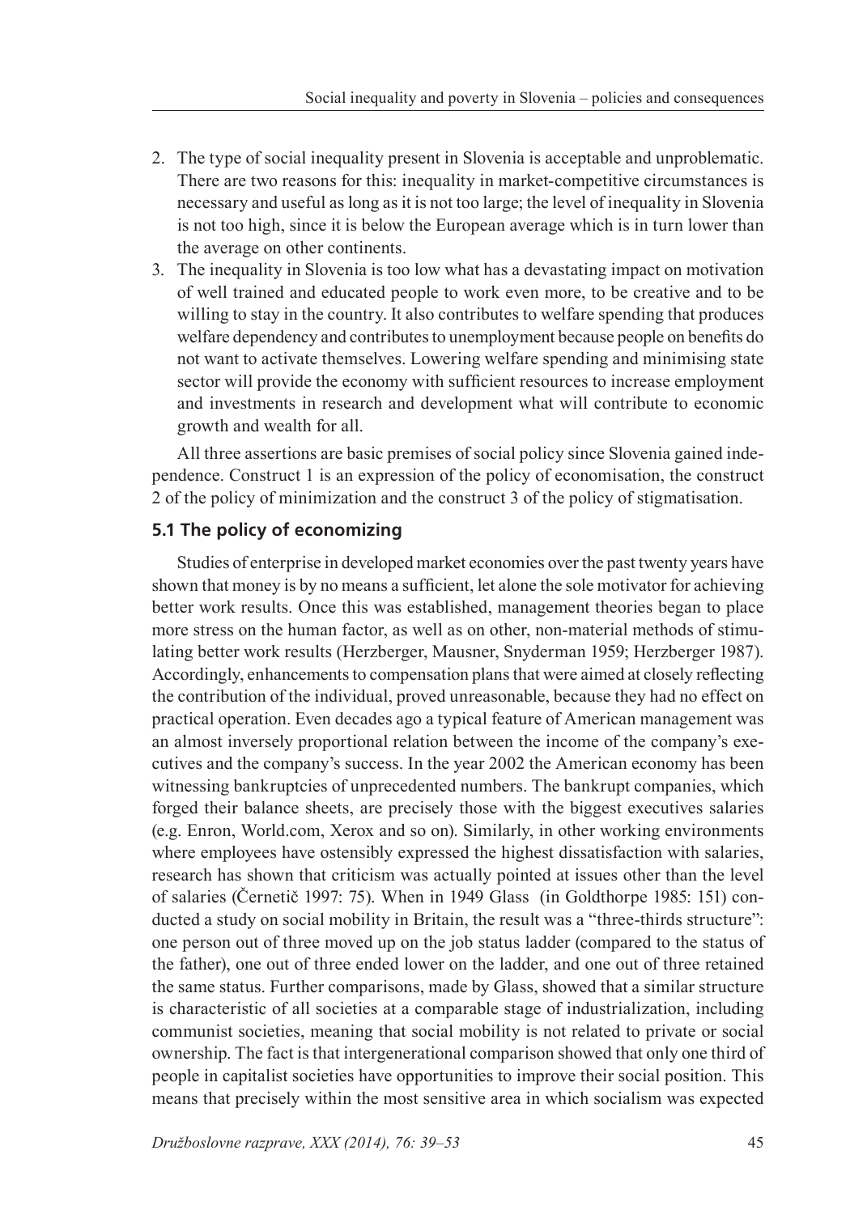2. The type of social inequality present in Slovenia is acceptable and unproblematic. There are two reasons for this: inequality in market-competitive circumstances is necessary and useful as long as it is not too large; the level of inequality in Slovenia is not too high, since it is below the European average which is in turn lower than the average on other continents.
3. The inequality in Slovenia is too low what has a devastating impact on motivation of well trained and educated people to work even more, to be creative and to be willing to stay in the country. It also contributes to welfare spending that produces welfare dependency and contributes to unemployment because people on benefits do not want to activate themselves. Lowering welfare spending and minimising state sector will provide the economy with sufficient resources to increase employment and investments in research and development what will contribute to economic growth and wealth for all.

All three assertions are basic premises of social policy since Slovenia gained independence. Construct 1 is an expression of the policy of economisation, the construct 2 of the policy of minimization and the construct 3 of the policy of stigmatisation.

### 5.1 The policy of economizing

Studies of enterprise in developed market economies over the past twenty years have shown that money is by no means a sufficient, let alone the sole motivator for achieving better work results. Once this was established, management theories began to place more stress on the human factor, as well as on other, non-material methods of stimulating better work results (Herzberger, Mausner, Snyderman 1959; Herzberger 1987). Accordingly, enhancements to compensation plans that were aimed at closely reflecting the contribution of the individual, proved unreasonable, because they had no effect on practical operation. Even decades ago a typical feature of American management was an almost inversely proportional relation between the income of the company's executives and the company's success. In the year 2002 the American economy has been witnessing bankruptcies of unprecedented numbers. The bankrupt companies, which forged their balance sheets, are precisely those with the biggest executives salaries (e.g. Enron, World.com, Xerox and so on). Similarly, in other working environments where employees have ostensibly expressed the highest dissatisfaction with salaries, research has shown that criticism was actually pointed at issues other than the level of salaries (Černetič 1997: 75). When in 1949 Glass (in Goldthorpe 1985: 151) conducted a study on social mobility in Britain, the result was a "three-thirds structure": one person out of three moved up on the job status ladder (compared to the status of the father), one out of three ended lower on the ladder, and one out of three retained the same status. Further comparisons, made by Glass, showed that a similar structure is characteristic of all societies at a comparable stage of industrialization, including communist societies, meaning that social mobility is not related to private or social ownership. The fact is that intergenerational comparison showed that only one third of people in capitalist societies have opportunities to improve their social position. This means that precisely within the most sensitive area in which socialism was expected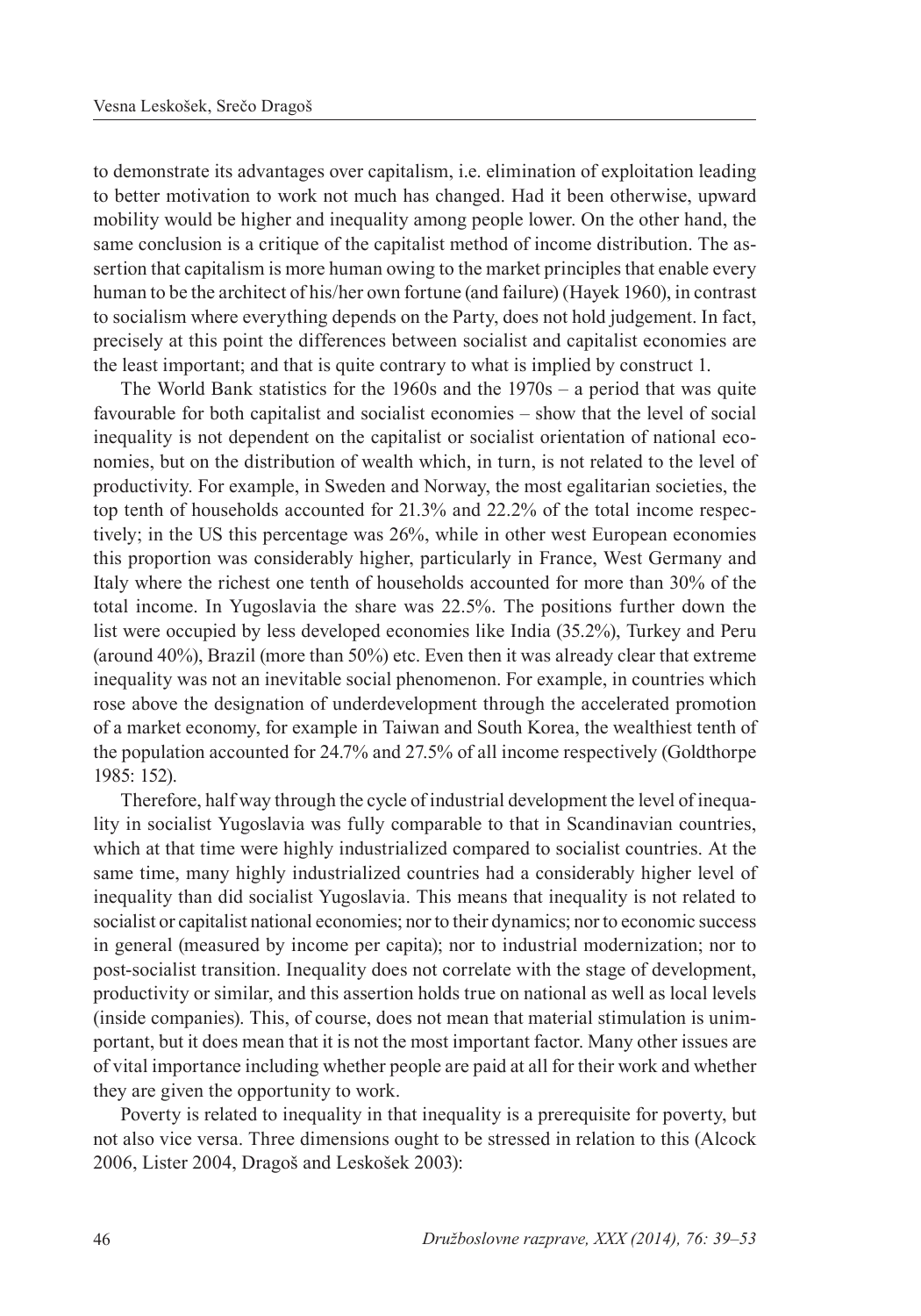to demonstrate its advantages over capitalism, i.e. elimination of exploitation leading to better motivation to work not much has changed. Had it been otherwise, upward mobility would be higher and inequality among people lower. On the other hand, the same conclusion is a critique of the capitalist method of income distribution. The assertion that capitalism is more human owing to the market principles that enable every human to be the architect of his/her own fortune (and failure) (Hayek 1960), in contrast to socialism where everything depends on the Party, does not hold judgement. In fact, precisely at this point the differences between socialist and capitalist economies are the least important; and that is quite contrary to what is implied by construct 1.

The World Bank statistics for the 1960s and the 1970s – a period that was quite favourable for both capitalist and socialist economies – show that the level of social inequality is not dependent on the capitalist or socialist orientation of national economies, but on the distribution of wealth which, in turn, is not related to the level of productivity. For example, in Sweden and Norway, the most egalitarian societies, the top tenth of households accounted for 21.3% and 22.2% of the total income respectively; in the US this percentage was 26%, while in other west European economies this proportion was considerably higher, particularly in France, West Germany and Italy where the richest one tenth of households accounted for more than 30% of the total income. In Yugoslavia the share was 22.5%. The positions further down the list were occupied by less developed economies like India (35.2%), Turkey and Peru (around 40%), Brazil (more than 50%) etc. Even then it was already clear that extreme inequality was not an inevitable social phenomenon. For example, in countries which rose above the designation of underdevelopment through the accelerated promotion of a market economy, for example in Taiwan and South Korea, the wealthiest tenth of the population accounted for 24.7% and 27.5% of all income respectively (Goldthorpe 1985: 152).

Therefore, half way through the cycle of industrial development the level of inequality in socialist Yugoslavia was fully comparable to that in Scandinavian countries, which at that time were highly industrialized compared to socialist countries. At the same time, many highly industrialized countries had a considerably higher level of inequality than did socialist Yugoslavia. This means that inequality is not related to socialist or capitalist national economies; nor to their dynamics; nor to economic success in general (measured by income per capita); nor to industrial modernization; nor to post-socialist transition. Inequality does not correlate with the stage of development, productivity or similar, and this assertion holds true on national as well as local levels (inside companies). This, of course, does not mean that material stimulation is unimportant, but it does mean that it is not the most important factor. Many other issues are of vital importance including whether people are paid at all for their work and whether they are given the opportunity to work.

Poverty is related to inequality in that inequality is a prerequisite for poverty, but not also vice versa. Three dimensions ought to be stressed in relation to this (Alcock 2006, Lister 2004, Dragoš and Leskošek 2003):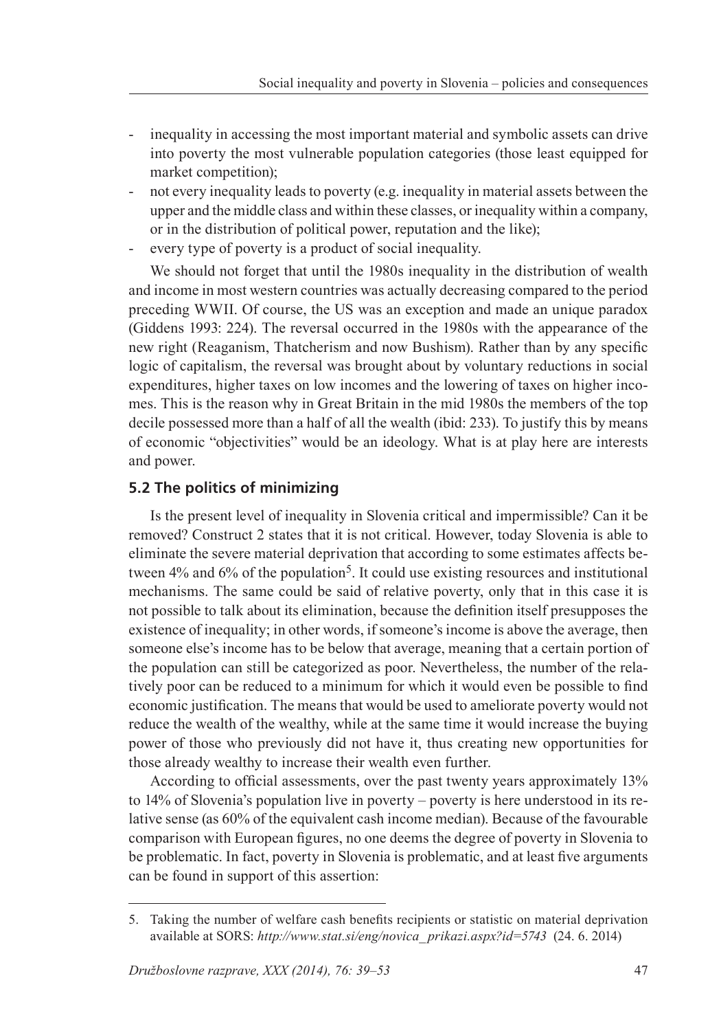- inequality in accessing the most important material and symbolic assets can drive into poverty the most vulnerable population categories (those least equipped for market competition);
- not every inequality leads to poverty (e.g. inequality in material assets between the upper and the middle class and within these classes, or inequality within a company, or in the distribution of political power, reputation and the like);
- every type of poverty is a product of social inequality.

We should not forget that until the 1980s inequality in the distribution of wealth and income in most western countries was actually decreasing compared to the period preceding WWII. Of course, the US was an exception and made an unique paradox (Giddens 1993: 224). The reversal occurred in the 1980s with the appearance of the new right (Reaganism, Thatcherism and now Bushism). Rather than by any specific logic of capitalism, the reversal was brought about by voluntary reductions in social expenditures, higher taxes on low incomes and the lowering of taxes on higher incomes. This is the reason why in Great Britain in the mid 1980s the members of the top decile possessed more than a half of all the wealth (ibid: 233). To justify this by means of economic "objectivities" would be an ideology. What is at play here are interests and power.

## 5.2 The politics of minimizing

Is the present level of inequality in Slovenia critical and impermissible? Can it be removed? Construct 2 states that it is not critical. However, today Slovenia is able to eliminate the severe material deprivation that according to some estimates affects between 4% and 6% of the population[5]. It could use existing resources and institutional mechanisms. The same could be said of relative poverty, only that in this case it is not possible to talk about its elimination, because the definition itself presupposes the existence of inequality; in other words, if someone's income is above the average, then someone else's income has to be below that average, meaning that a certain portion of the population can still be categorized as poor. Nevertheless, the number of the relatively poor can be reduced to a minimum for which it would even be possible to find economic justification. The means that would be used to ameliorate poverty would not reduce the wealth of the wealthy, while at the same time it would increase the buying power of those who previously did not have it, thus creating new opportunities for those already wealthy to increase their wealth even further.

According to official assessments, over the past twenty years approximately 13% to 14% of Slovenia's population live in poverty – poverty is here understood in its relative sense (as 60% of the equivalent cash income median). Because of the favourable comparison with European figures, no one deems the degree of poverty in Slovenia to be problematic. In fact, poverty in Slovenia is problematic, and at least five arguments can be found in support of this assertion:

---

5. Taking the number of welfare cash benefits recipients or statistic on material deprivation available at SORS: *http://www.stat.si/eng/novica_prikazi.aspx?id=5743* (24. 6. 2014)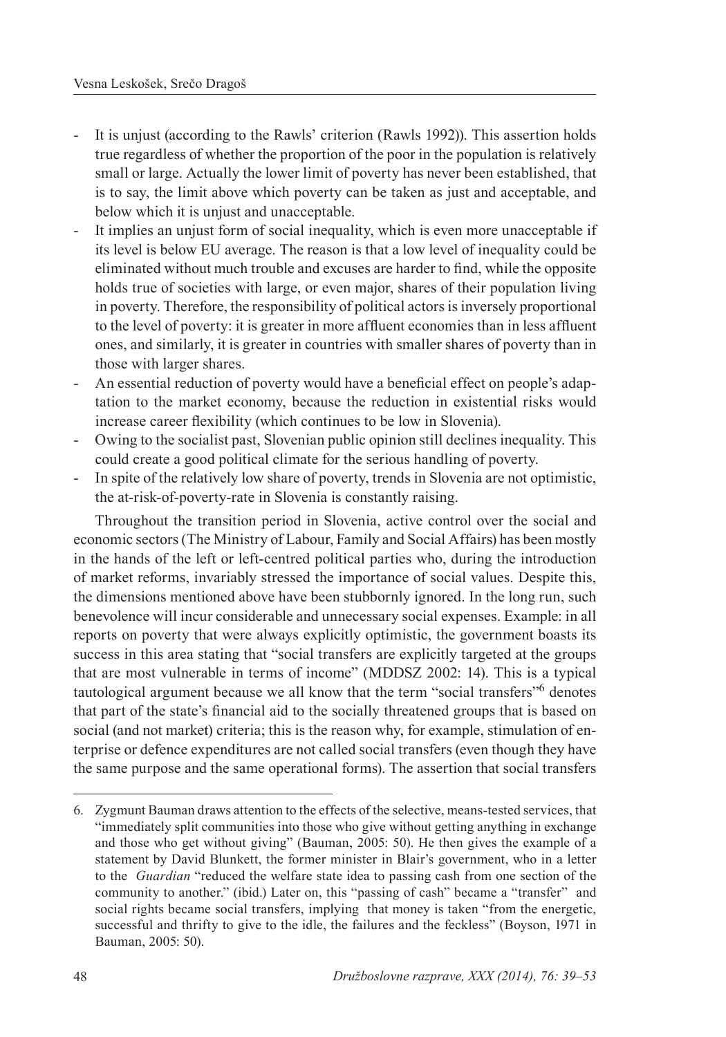- It is unjust (according to the Rawls' criterion (Rawls 1992)). This assertion holds true regardless of whether the proportion of the poor in the population is relatively small or large. Actually the lower limit of poverty has never been established, that is to say, the limit above which poverty can be taken as just and acceptable, and below which it is unjust and unacceptable.
- It implies an unjust form of social inequality, which is even more unacceptable if its level is below EU average. The reason is that a low level of inequality could be eliminated without much trouble and excuses are harder to find, while the opposite holds true of societies with large, or even major, shares of their population living in poverty. Therefore, the responsibility of political actors is inversely proportional to the level of poverty: it is greater in more affluent economies than in less affluent ones, and similarly, it is greater in countries with smaller shares of poverty than in those with larger shares.
- An essential reduction of poverty would have a beneficial effect on people's adaptation to the market economy, because the reduction in existential risks would increase career flexibility (which continues to be low in Slovenia).
- Owing to the socialist past, Slovenian public opinion still declines inequality. This could create a good political climate for the serious handling of poverty.
- In spite of the relatively low share of poverty, trends in Slovenia are not optimistic, the at-risk-of-poverty-rate in Slovenia is constantly raising.

Throughout the transition period in Slovenia, active control over the social and economic sectors (The Ministry of Labour, Family and Social Affairs) has been mostly in the hands of the left or left-centred political parties who, during the introduction of market reforms, invariably stressed the importance of social values. Despite this, the dimensions mentioned above have been stubbornly ignored. In the long run, such benevolence will incur considerable and unnecessary social expenses. Example: in all reports on poverty that were always explicitly optimistic, the government boasts its success in this area stating that "social transfers are explicitly targeted at the groups that are most vulnerable in terms of income" (MDDSZ 2002: 14). This is a typical tautological argument because we all know that the term "social transfers"[6] denotes that part of the state's financial aid to the socially threatened groups that is based on social (and not market) criteria; this is the reason why, for example, stimulation of enterprise or defence expenditures are not called social transfers (even though they have the same purpose and the same operational forms). The assertion that social transfers

---

6. Zygmunt Bauman draws attention to the effects of the selective, means-tested services, that "immediately split communities into those who give without getting anything in exchange and those who get without giving" (Bauman, 2005: 50). He then gives the example of a statement by David Blunkett, the former minister in Blair's government, who in a letter to the *Guardian* "reduced the welfare state idea to passing cash from one section of the community to another." (ibid.) Later on, this "passing of cash" became a "transfer" and social rights became social transfers, implying that money is taken "from the energetic, successful and thrifty to give to the idle, the failures and the feckless" (Boyson, 1971 in Bauman, 2005: 50).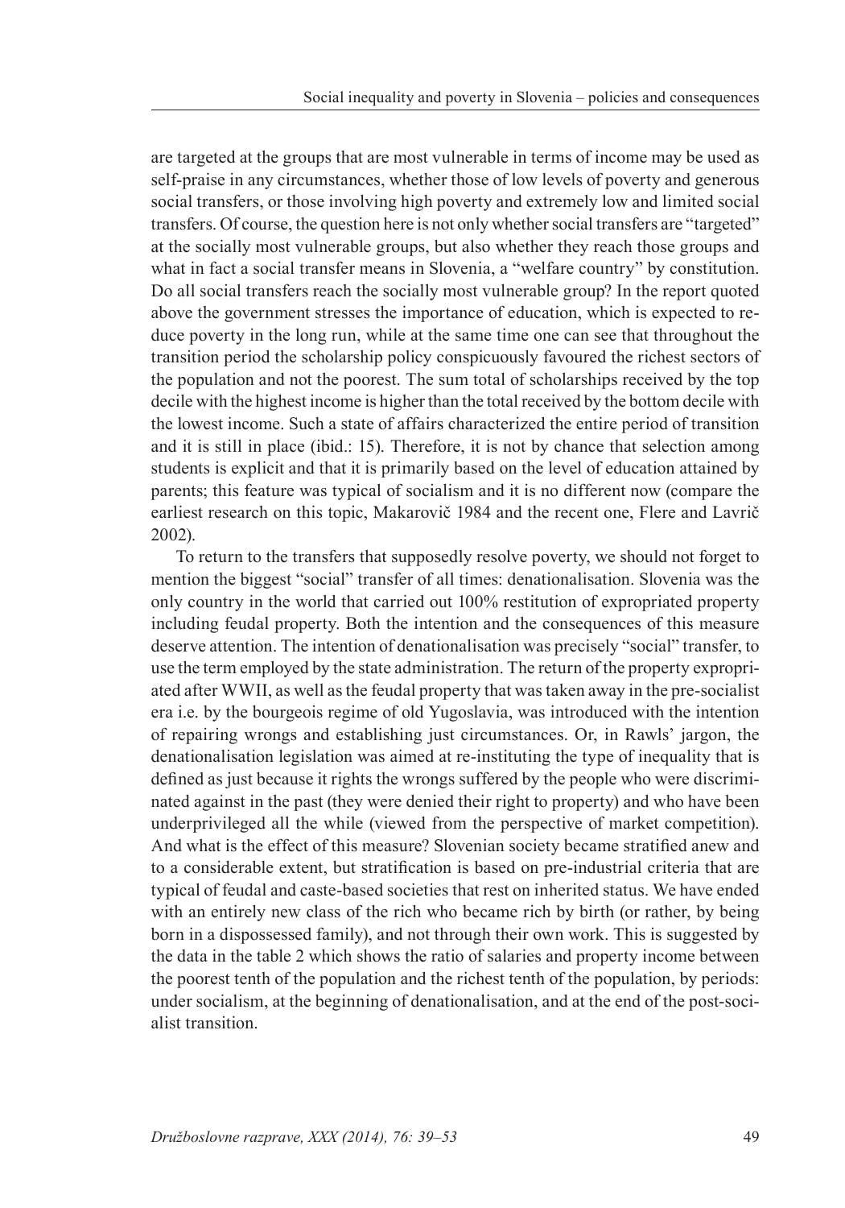are targeted at the groups that are most vulnerable in terms of income may be used as self-praise in any circumstances, whether those of low levels of poverty and generous social transfers, or those involving high poverty and extremely low and limited social transfers. Of course, the question here is not only whether social transfers are "targeted" at the socially most vulnerable groups, but also whether they reach those groups and what in fact a social transfer means in Slovenia, a "welfare country" by constitution. Do all social transfers reach the socially most vulnerable group? In the report quoted above the government stresses the importance of education, which is expected to reduce poverty in the long run, while at the same time one can see that throughout the transition period the scholarship policy conspicuously favoured the richest sectors of the population and not the poorest. The sum total of scholarships received by the top decile with the highest income is higher than the total received by the bottom decile with the lowest income. Such a state of affairs characterized the entire period of transition and it is still in place (ibid.: 15). Therefore, it is not by chance that selection among students is explicit and that it is primarily based on the level of education attained by parents; this feature was typical of socialism and it is no different now (compare the earliest research on this topic, Makarovič 1984 and the recent one, Flere and Lavrič 2002).

To return to the transfers that supposedly resolve poverty, we should not forget to mention the biggest "social" transfer of all times: denationalisation. Slovenia was the only country in the world that carried out 100% restitution of expropriated property including feudal property. Both the intention and the consequences of this measure deserve attention. The intention of denationalisation was precisely "social" transfer, to use the term employed by the state administration. The return of the property expropriated after WWII, as well as the feudal property that was taken away in the pre-socialist era i.e. by the bourgeois regime of old Yugoslavia, was introduced with the intention of repairing wrongs and establishing just circumstances. Or, in Rawls' jargon, the denationalisation legislation was aimed at re-instituting the type of inequality that is defined as just because it rights the wrongs suffered by the people who were discriminated against in the past (they were denied their right to property) and who have been underprivileged all the while (viewed from the perspective of market competition). And what is the effect of this measure? Slovenian society became stratified anew and to a considerable extent, but stratification is based on pre-industrial criteria that are typical of feudal and caste-based societies that rest on inherited status. We have ended with an entirely new class of the rich who became rich by birth (or rather, by being born in a dispossessed family), and not through their own work. This is suggested by the data in the table 2 which shows the ratio of salaries and property income between the poorest tenth of the population and the richest tenth of the population, by periods: under socialism, at the beginning of denationalisation, and at the end of the post-socialist transition.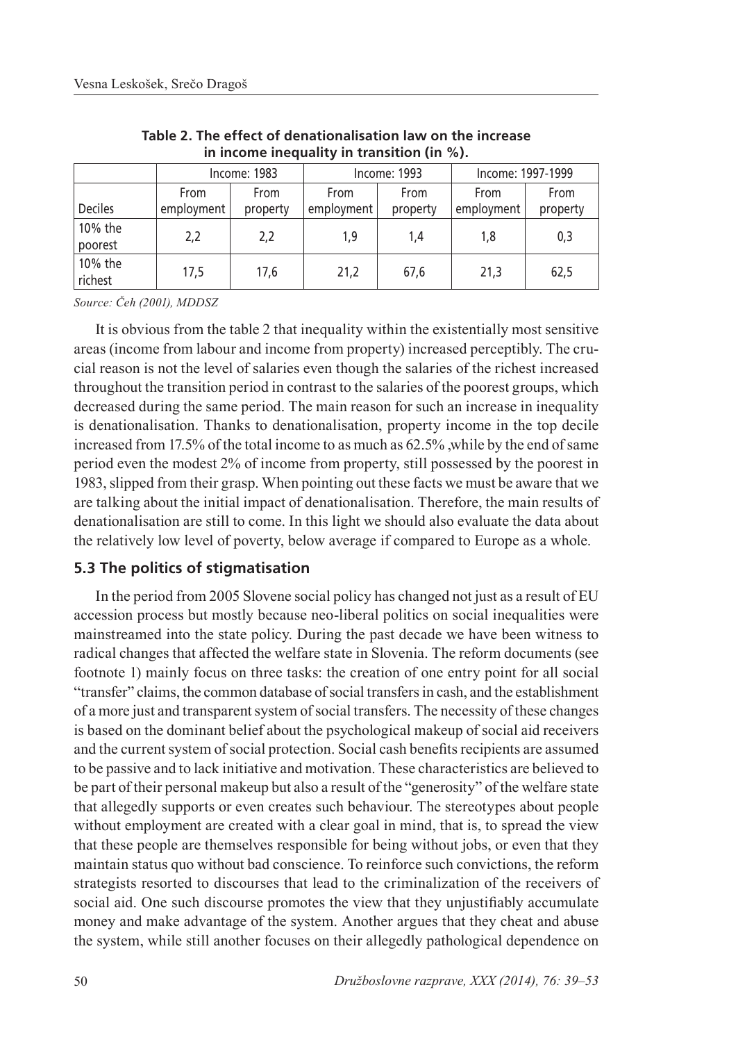**Table 2. The effect of denationalisation law on the increase in income inequality in transition (in %).**

| | Income: 1983 | | Income: 1993 | | Income: 1997-1999 | |
|---|---|---|---|---|---|---|
| Deciles | From employment | From property | From employment | From property | From employment | From property |
| 10% the poorest | 2,2 | 2,2 | 1,9 | 1,4 | 1,8 | 0,3 |
| 10% the richest | 17,5 | 17,6 | 21,2 | 67,6 | 21,3 | 62,5 |

*Source: Čeh (2001), MDDSZ*

It is obvious from the table 2 that inequality within the existentially most sensitive areas (income from labour and income from property) increased perceptibly. The crucial reason is not the level of salaries even though the salaries of the richest increased throughout the transition period in contrast to the salaries of the poorest groups, which decreased during the same period. The main reason for such an increase in inequality is denationalisation. Thanks to denationalisation, property income in the top decile increased from 17.5% of the total income to as much as 62.5% ,while by the end of same period even the modest 2% of income from property, still possessed by the poorest in 1983, slipped from their grasp. When pointing out these facts we must be aware that we are talking about the initial impact of denationalisation. Therefore, the main results of denationalisation are still to come. In this light we should also evaluate the data about the relatively low level of poverty, below average if compared to Europe as a whole.

### 5.3 The politics of stigmatisation

In the period from 2005 Slovene social policy has changed not just as a result of EU accession process but mostly because neo-liberal politics on social inequalities were mainstreamed into the state policy. During the past decade we have been witness to radical changes that affected the welfare state in Slovenia. The reform documents (see footnote 1) mainly focus on three tasks: the creation of one entry point for all social "transfer" claims, the common database of social transfers in cash, and the establishment of a more just and transparent system of social transfers. The necessity of these changes is based on the dominant belief about the psychological makeup of social aid receivers and the current system of social protection. Social cash benefits recipients are assumed to be passive and to lack initiative and motivation. These characteristics are believed to be part of their personal makeup but also a result of the "generosity" of the welfare state that allegedly supports or even creates such behaviour. The stereotypes about people without employment are created with a clear goal in mind, that is, to spread the view that these people are themselves responsible for being without jobs, or even that they maintain status quo without bad conscience. To reinforce such convictions, the reform strategists resorted to discourses that lead to the criminalization of the receivers of social aid. One such discourse promotes the view that they unjustifiably accumulate money and make advantage of the system. Another argues that they cheat and abuse the system, while still another focuses on their allegedly pathological dependence on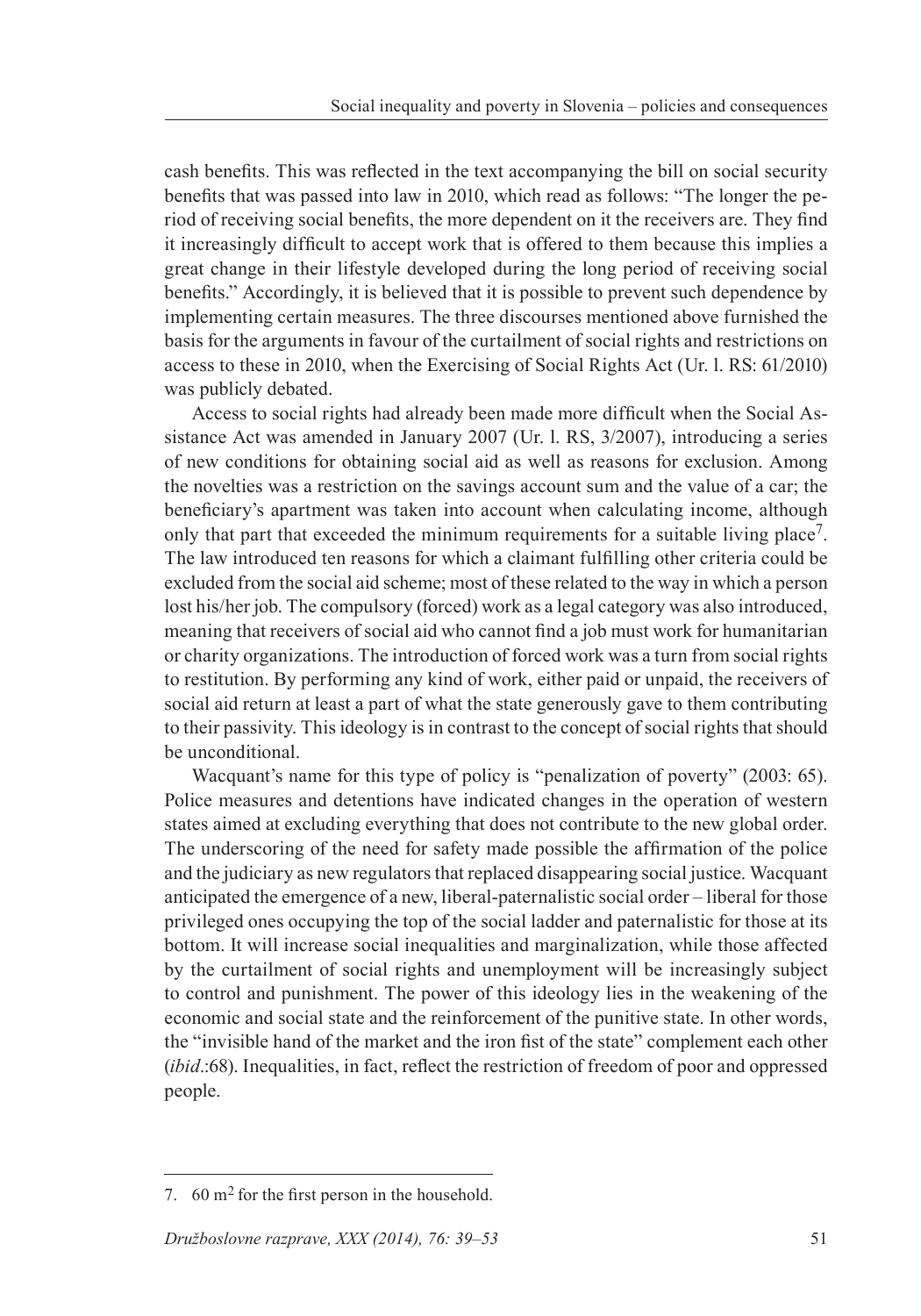cash benefits. This was reflected in the text accompanying the bill on social security benefits that was passed into law in 2010, which read as follows: "The longer the period of receiving social benefits, the more dependent on it the receivers are. They find it increasingly difficult to accept work that is offered to them because this implies a great change in their lifestyle developed during the long period of receiving social benefits." Accordingly, it is believed that it is possible to prevent such dependence by implementing certain measures. The three discourses mentioned above furnished the basis for the arguments in favour of the curtailment of social rights and restrictions on access to these in 2010, when the Exercising of Social Rights Act (Ur. l. RS: 61/2010) was publicly debated.

Access to social rights had already been made more difficult when the Social Assistance Act was amended in January 2007 (Ur. l. RS, 3/2007), introducing a series of new conditions for obtaining social aid as well as reasons for exclusion. Among the novelties was a restriction on the savings account sum and the value of a car; the beneficiary's apartment was taken into account when calculating income, although only that part that exceeded the minimum requirements for a suitable living place[7]. The law introduced ten reasons for which a claimant fulfilling other criteria could be excluded from the social aid scheme; most of these related to the way in which a person lost his/her job. The compulsory (forced) work as a legal category was also introduced, meaning that receivers of social aid who cannot find a job must work for humanitarian or charity organizations. The introduction of forced work was a turn from social rights to restitution. By performing any kind of work, either paid or unpaid, the receivers of social aid return at least a part of what the state generously gave to them contributing to their passivity. This ideology is in contrast to the concept of social rights that should be unconditional.

Wacquant's name for this type of policy is "penalization of poverty" (2003: 65). Police measures and detentions have indicated changes in the operation of western states aimed at excluding everything that does not contribute to the new global order. The underscoring of the need for safety made possible the affirmation of the police and the judiciary as new regulators that replaced disappearing social justice. Wacquant anticipated the emergence of a new, liberal-paternalistic social order – liberal for those privileged ones occupying the top of the social ladder and paternalistic for those at its bottom. It will increase social inequalities and marginalization, while those affected by the curtailment of social rights and unemployment will be increasingly subject to control and punishment. The power of this ideology lies in the weakening of the economic and social state and the reinforcement of the punitive state. In other words, the "invisible hand of the market and the iron fist of the state" complement each other (*ibid*.:68). Inequalities, in fact, reflect the restriction of freedom of poor and oppressed people.

---

7. 60 $m^2$ for the first person in the household.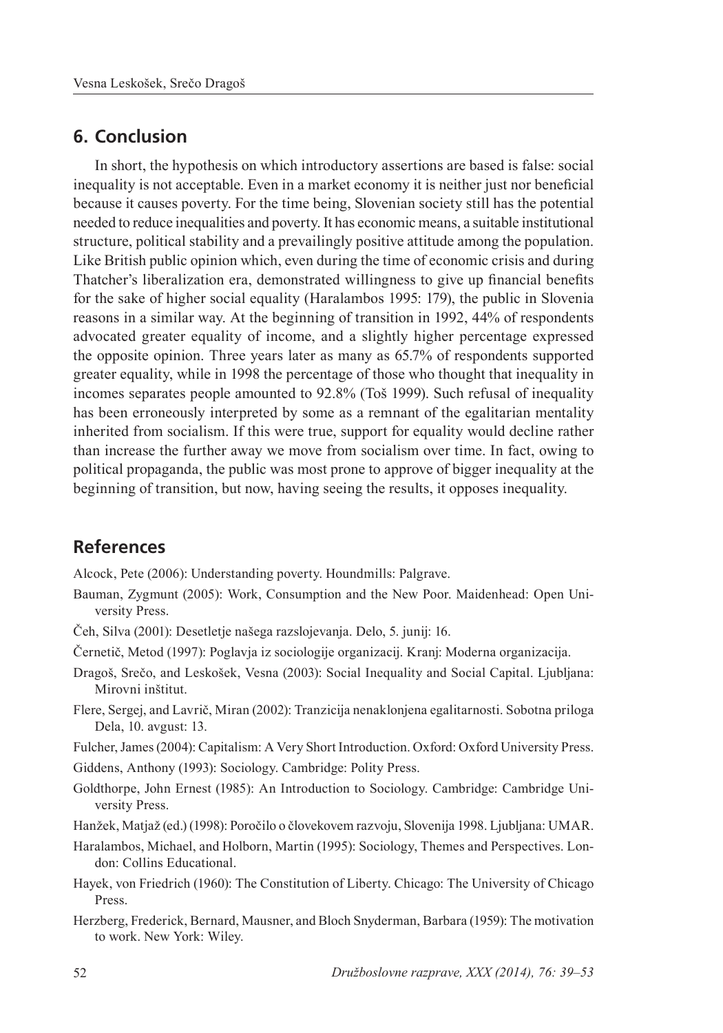## 6. Conclusion

In short, the hypothesis on which introductory assertions are based is false: social inequality is not acceptable. Even in a market economy it is neither just nor beneficial because it causes poverty. For the time being, Slovenian society still has the potential needed to reduce inequalities and poverty. It has economic means, a suitable institutional structure, political stability and a prevailingly positive attitude among the population. Like British public opinion which, even during the time of economic crisis and during Thatcher's liberalization era, demonstrated willingness to give up financial benefits for the sake of higher social equality (Haralambos 1995: 179), the public in Slovenia reasons in a similar way. At the beginning of transition in 1992, 44% of respondents advocated greater equality of income, and a slightly higher percentage expressed the opposite opinion. Three years later as many as 65.7% of respondents supported greater equality, while in 1998 the percentage of those who thought that inequality in incomes separates people amounted to 92.8% (Toš 1999). Such refusal of inequality has been erroneously interpreted by some as a remnant of the egalitarian mentality inherited from socialism. If this were true, support for equality would decline rather than increase the further away we move from socialism over time. In fact, owing to political propaganda, the public was most prone to approve of bigger inequality at the beginning of transition, but now, having seeing the results, it opposes inequality.

## References

Alcock, Pete (2006): Understanding poverty. Houndmills: Palgrave.

Bauman, Zygmunt (2005): Work, Consumption and the New Poor. Maidenhead: Open University Press.

Čeh, Silva (2001): Desetletje našega razslojevanja. Delo, 5. junij: 16.

Černetič, Metod (1997): Poglavja iz sociologije organizacij. Kranj: Moderna organizacija.

Dragoš, Srečo, and Leskošek, Vesna (2003): Social Inequality and Social Capital. Ljubljana: Mirovni inštitut.

Flere, Sergej, and Lavrič, Miran (2002): Tranzicija nenaklonjena egalitarnosti. Sobotna priloga Dela, 10. avgust: 13.

Fulcher, James (2004): Capitalism: A Very Short Introduction. Oxford: Oxford University Press.

Giddens, Anthony (1993): Sociology. Cambridge: Polity Press.

Goldthorpe, John Ernest (1985): An Introduction to Sociology. Cambridge: Cambridge University Press.

Hanžek, Matjaž (ed.) (1998): Poročilo o človekovem razvoju, Slovenija 1998. Ljubljana: UMAR.

Haralambos, Michael, and Holborn, Martin (1995): Sociology, Themes and Perspectives. London: Collins Educational.

Hayek, von Friedrich (1960): The Constitution of Liberty. Chicago: The University of Chicago Press.

Herzberg, Frederick, Bernard, Mausner, and Bloch Snyderman, Barbara (1959): The motivation to work. New York: Wiley.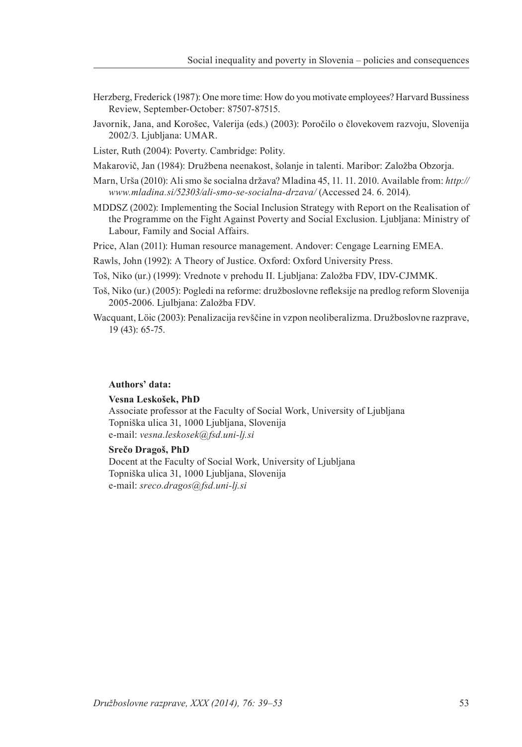Herzberg, Frederick (1987): One more time: How do you motivate employees? Harvard Bussiness Review, September-October: 87507-87515.

Javornik, Jana, and Korošec, Valerija (eds.) (2003): Poročilo o človekovem razvoju, Slovenija 2002/3. Ljubljana: UMAR.

Lister, Ruth (2004): Poverty. Cambridge: Polity.

Makarovič, Jan (1984): Družbena neenakost, šolanje in talenti. Maribor: Založba Obzorja.

Marn, Urša (2010): Ali smo še socialna država? Mladina 45, 11. 11. 2010. Available from: *http://www.mladina.si/52303/ali-smo-se-socialna-drzava/* (Accessed 24. 6. 2014).

MDDSZ (2002): Implementing the Social Inclusion Strategy with Report on the Realisation of the Programme on the Fight Against Poverty and Social Exclusion. Ljubljana: Ministry of Labour, Family and Social Affairs.

Price, Alan (2011): Human resource management. Andover: Cengage Learning EMEA.

Rawls, John (1992): A Theory of Justice. Oxford: Oxford University Press.

Toš, Niko (ur.) (1999): Vrednote v prehodu II. Ljubljana: Založba FDV, IDV-CJMMK.

Toš, Niko (ur.) (2005): Pogledi na reforme: družboslovne refleksije na predlog reform Slovenija 2005-2006. Ljulbjana: Založba FDV.

Wacquant, Löic (2003): Penalizacija revščine in vzpon neoliberalizma. Družboslovne razprave, 19 (43): 65-75.

**Authors' data:**

**Vesna Leskošek, PhD**
Associate professor at the Faculty of Social Work, University of Ljubljana
Topniška ulica 31, 1000 Ljubljana, Slovenija
e-mail: *vesna.leskosek@fsd.uni-lj.si*

**Srečo Dragoš, PhD**
Docent at the Faculty of Social Work, University of Ljubljana
Topniška ulica 31, 1000 Ljubljana, Slovenija
e-mail: *sreco.dragos@fsd.uni-lj.si*